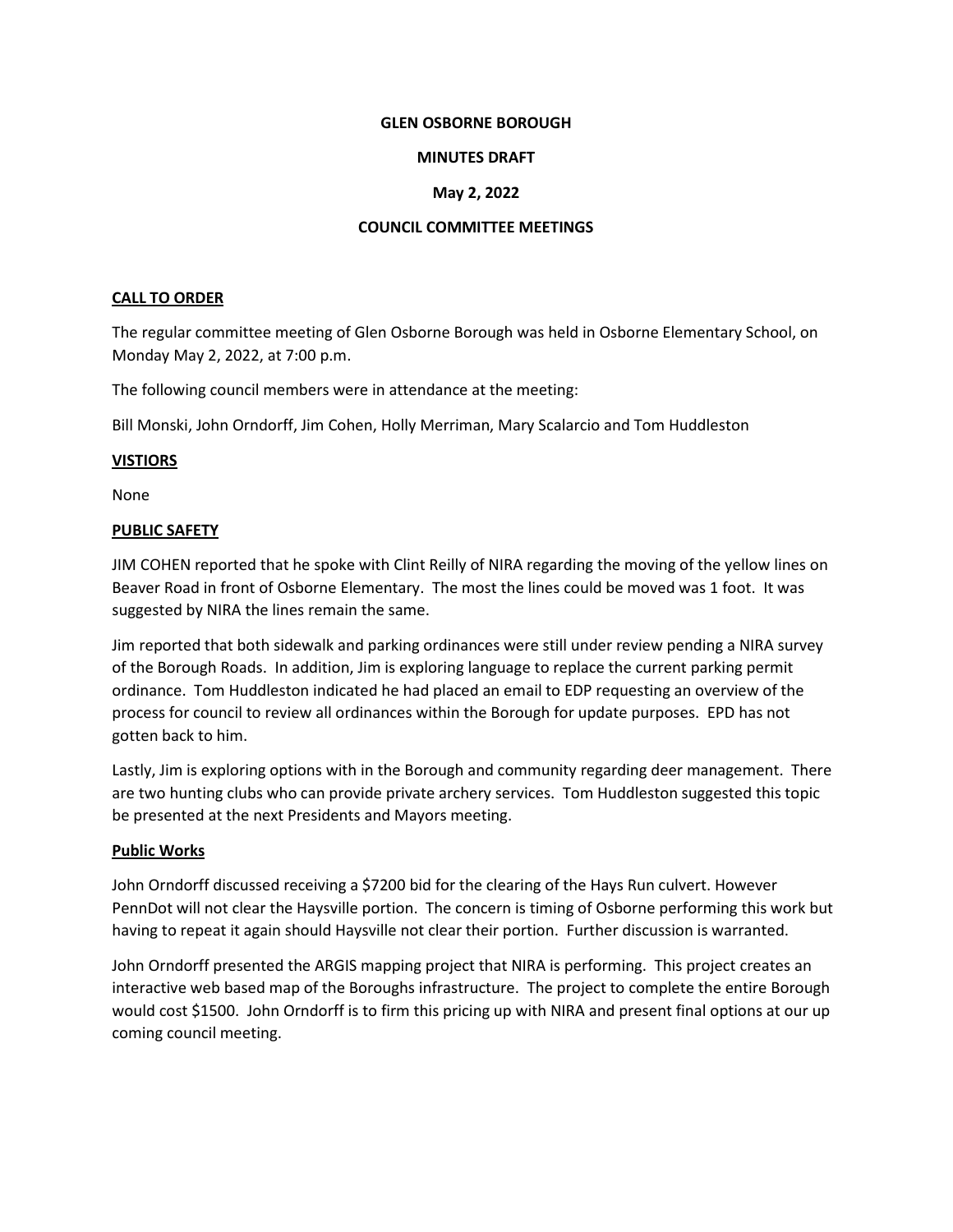**GLEN OSBORNE BOROUGH**

**MINUTES DRAFT**

**May 2, 2022**

**COUNCIL COMMITTEE MEETINGS**

## CALL TO ORDER

The regular committee meeting of Glen Osborne Borough was held in Osborne Elementary School, on Monday May 2, 2022, at 7:00 p.m.

The following council members were in attendance at the meeting:

Bill Monski, John Orndorff, Jim Cohen, Holly Merriman, Mary Scalarcio and Tom Huddleston

## VISTIORS

None

## PUBLIC SAFETY

JIM COHEN reported that he spoke with Clint Reilly of NIRA regarding the moving of the yellow lines on Beaver Road in front of Osborne Elementary. The most the lines could be moved was 1 foot. It was suggested by NIRA the lines remain the same.

Jim reported that both sidewalk and parking ordinances were still under review pending a NIRA survey of the Borough Roads. In addition, Jim is exploring language to replace the current parking permit ordinance. Tom Huddleston indicated he had placed an email to EDP requesting an overview of the process for council to review all ordinances within the Borough for update purposes. EPD has not gotten back to him.

Lastly, Jim is exploring options with in the Borough and community regarding deer management. There are two hunting clubs who can provide private archery services. Tom Huddleston suggested this topic be presented at the next Presidents and Mayors meeting.

## Public Works

John Orndorff discussed receiving a $7200 bid for the clearing of the Hays Run culvert. However PennDot will not clear the Haysville portion. The concern is timing of Osborne performing this work but having to repeat it again should Haysville not clear their portion. Further discussion is warranted.

John Orndorff presented the ARGIS mapping project that NIRA is performing. This project creates an interactive web based map of the Boroughs infrastructure. The project to complete the entire Borough would cost $1500. John Orndorff is to firm this pricing up with NIRA and present final options at our up coming council meeting.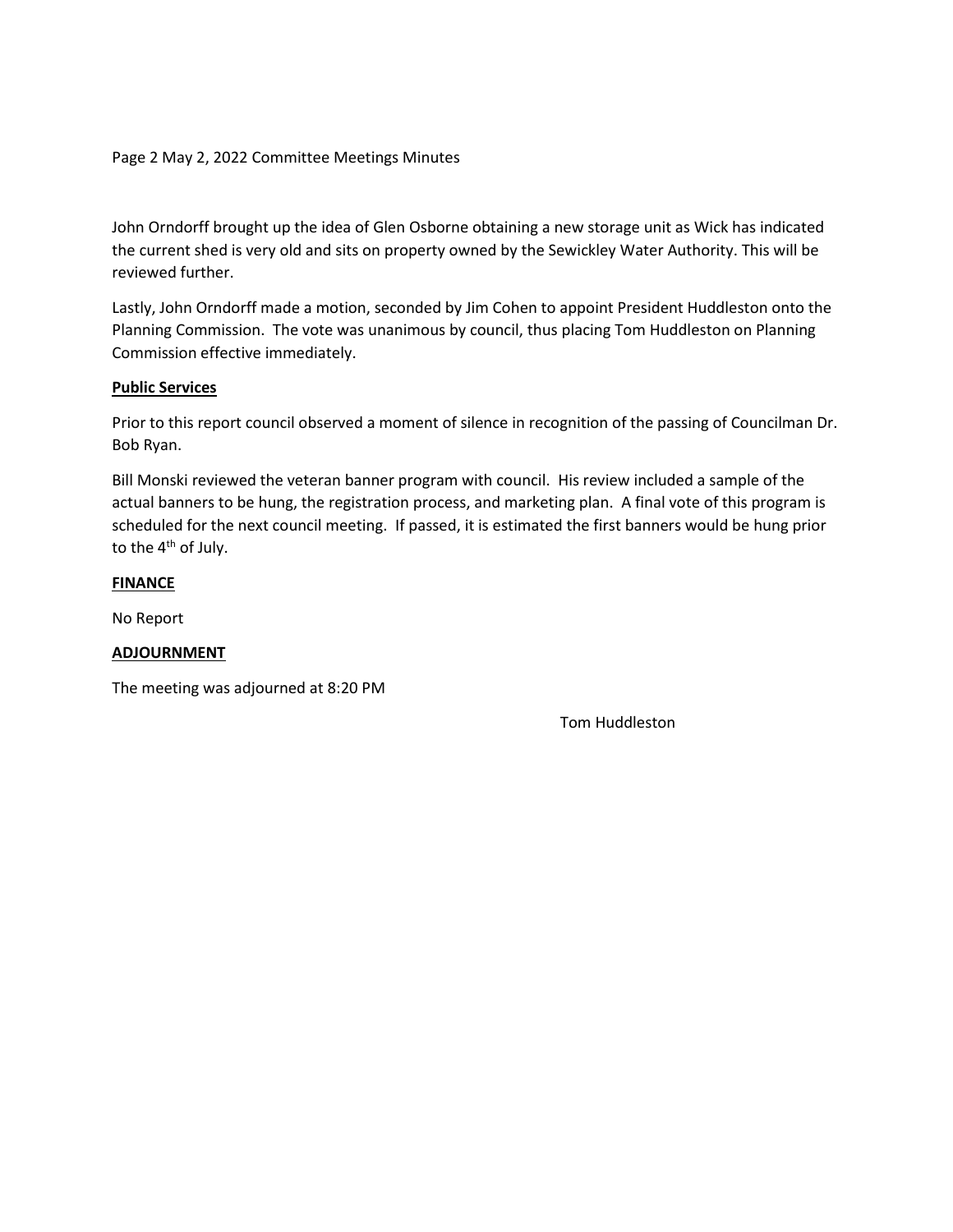John Orndorff brought up the idea of Glen Osborne obtaining a new storage unit as Wick has indicated the current shed is very old and sits on property owned by the Sewickley Water Authority. This will be reviewed further.

Lastly, John Orndorff made a motion, seconded by Jim Cohen to appoint President Huddleston onto the Planning Commission. The vote was unanimous by council, thus placing Tom Huddleston on Planning Commission effective immediately.

**Public Services**

Prior to this report council observed a moment of silence in recognition of the passing of Councilman Dr. Bob Ryan.

Bill Monski reviewed the veteran banner program with council. His review included a sample of the actual banners to be hung, the registration process, and marketing plan. A final vote of this program is scheduled for the next council meeting. If passed, it is estimated the first banners would be hung prior to the 4th of July.

**FINANCE**

No Report

**ADJOURNMENT**

The meeting was adjourned at 8:20 PM

Tom Huddleston